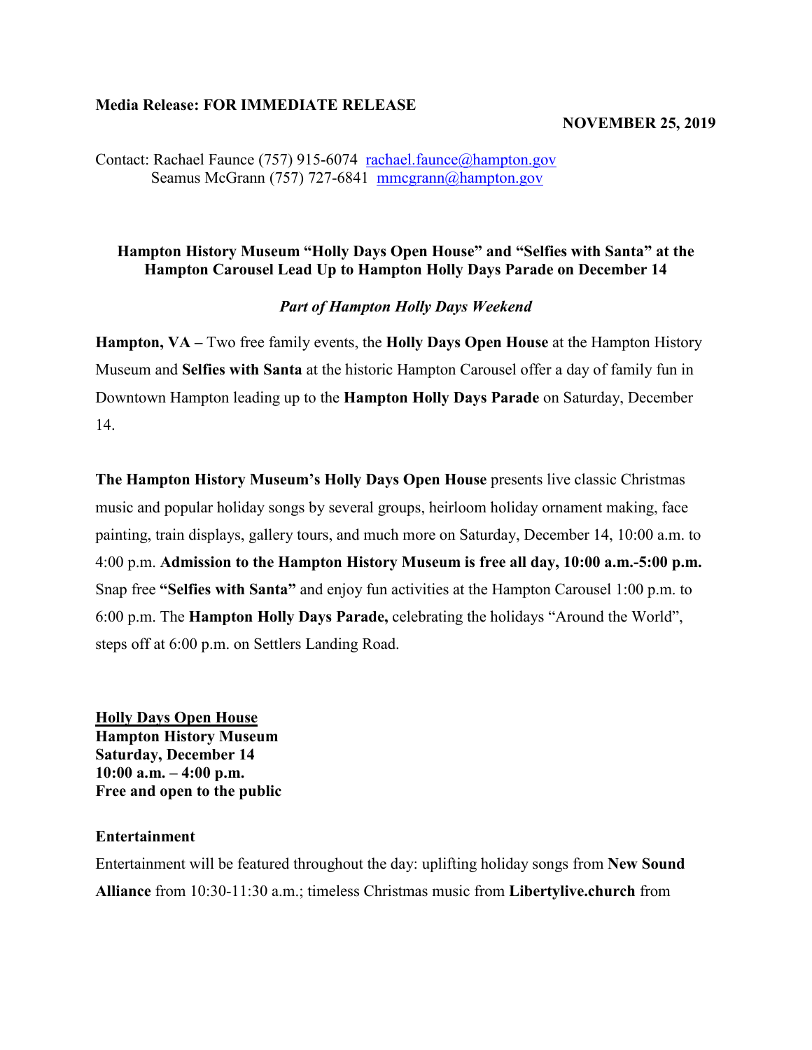**Media Release: FOR IMMEDIATE RELEASE**

**NOVEMBER 25, 2019**

Contact: Rachael Faunce (757) 915-6074 rachael.faunce@hampton.gov
Seamus McGrann (757) 727-6841 mmcgrann@hampton.gov

## Hampton History Museum "Holly Days Open House" and "Selfies with Santa" at the Hampton Carousel Lead Up to Hampton Holly Days Parade on December 14

***Part of Hampton Holly Days Weekend***

**Hampton, VA –** Two free family events, the **Holly Days Open House** at the Hampton History Museum and **Selfies with Santa** at the historic Hampton Carousel offer a day of family fun in Downtown Hampton leading up to the **Hampton Holly Days Parade** on Saturday, December 14.

**The Hampton History Museum's Holly Days Open House** presents live classic Christmas music and popular holiday songs by several groups, heirloom holiday ornament making, face painting, train displays, gallery tours, and much more on Saturday, December 14, 10:00 a.m. to 4:00 p.m. **Admission to the Hampton History Museum is free all day, 10:00 a.m.-5:00 p.m.** Snap free **"Selfies with Santa"** and enjoy fun activities at the Hampton Carousel 1:00 p.m. to 6:00 p.m. The **Hampton Holly Days Parade,** celebrating the holidays "Around the World", steps off at 6:00 p.m. on Settlers Landing Road.

**<u>Holly Days Open House</u>**
**Hampton History Museum**
**Saturday, December 14**
**10:00 a.m. – 4:00 p.m.**
**Free and open to the public**

### Entertainment

Entertainment will be featured throughout the day: uplifting holiday songs from **New Sound Alliance** from 10:30-11:30 a.m.; timeless Christmas music from **Libertylive.church** from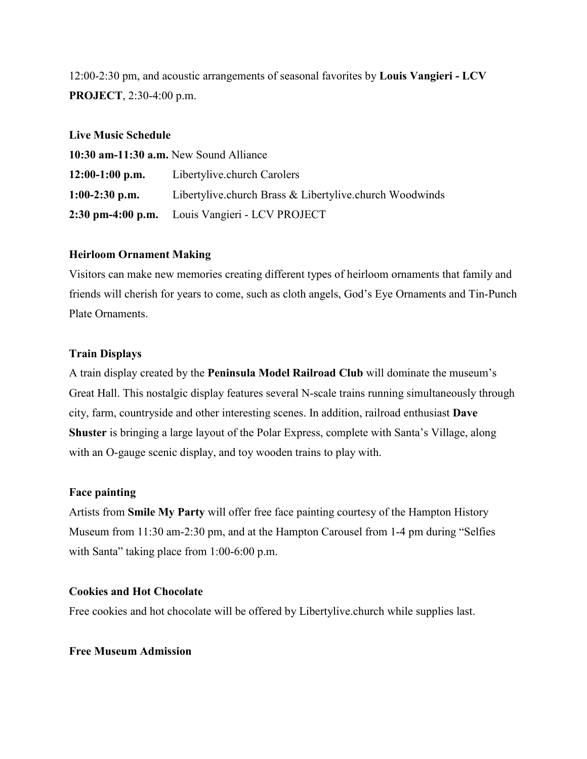12:00-2:30 pm, and acoustic arrangements of seasonal favorites by **Louis Vangieri - LCV PROJECT**, 2:30-4:00 p.m.

**Live Music Schedule**

| | |
|---|---|
| **10:30 am-11:30 a.m.** | New Sound Alliance |
| **12:00-1:00 p.m.** | Libertylive.church Carolers |
| **1:00-2:30 p.m.** | Libertylive.church Brass & Libertylive.church Woodwinds |
| **2:30 pm-4:00 p.m.** | Louis Vangieri - LCV PROJECT |

**Heirloom Ornament Making**

Visitors can make new memories creating different types of heirloom ornaments that family and friends will cherish for years to come, such as cloth angels, God's Eye Ornaments and Tin-Punch Plate Ornaments.

**Train Displays**

A train display created by the **Peninsula Model Railroad Club** will dominate the museum's Great Hall. This nostalgic display features several N-scale trains running simultaneously through city, farm, countryside and other interesting scenes. In addition, railroad enthusiast **Dave Shuster** is bringing a large layout of the Polar Express, complete with Santa's Village, along with an O-gauge scenic display, and toy wooden trains to play with.

**Face painting**

Artists from **Smile My Party** will offer free face painting courtesy of the Hampton History Museum from 11:30 am-2:30 pm, and at the Hampton Carousel from 1-4 pm during "Selfies with Santa" taking place from 1:00-6:00 p.m.

**Cookies and Hot Chocolate**

Free cookies and hot chocolate will be offered by Libertylive.church while supplies last.

**Free Museum Admission**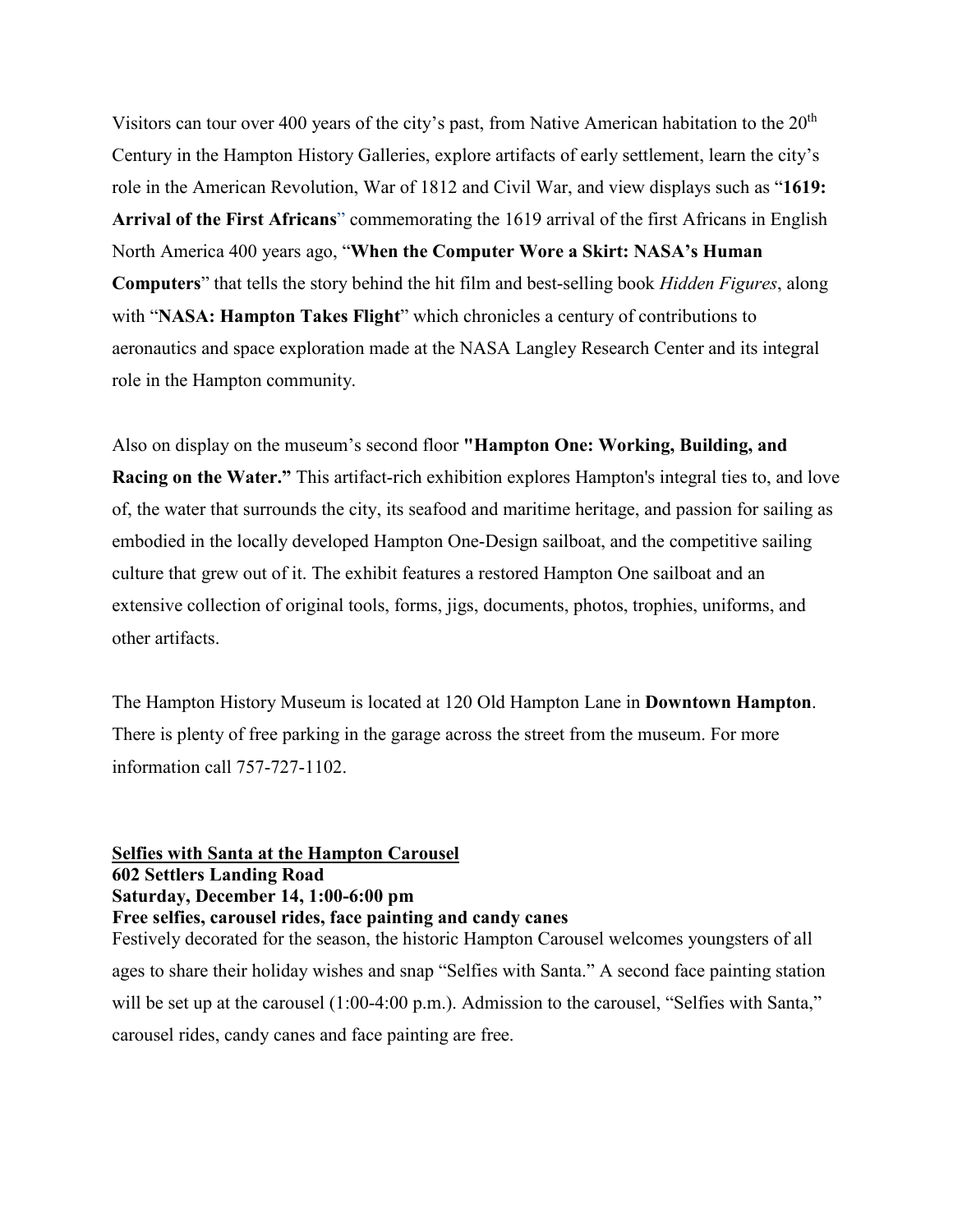Visitors can tour over 400 years of the city's past, from Native American habitation to the 20th Century in the Hampton History Galleries, explore artifacts of early settlement, learn the city's role in the American Revolution, War of 1812 and Civil War, and view displays such as "**1619: Arrival of the First Africans**" commemorating the 1619 arrival of the first Africans in English North America 400 years ago, "**When the Computer Wore a Skirt: NASA's Human Computers**" that tells the story behind the hit film and best-selling book *Hidden Figures*, along with "**NASA: Hampton Takes Flight**" which chronicles a century of contributions to aeronautics and space exploration made at the NASA Langley Research Center and its integral role in the Hampton community.

Also on display on the museum's second floor **"Hampton One: Working, Building, and Racing on the Water."** This artifact-rich exhibition explores Hampton's integral ties to, and love of, the water that surrounds the city, its seafood and maritime heritage, and passion for sailing as embodied in the locally developed Hampton One-Design sailboat, and the competitive sailing culture that grew out of it. The exhibit features a restored Hampton One sailboat and an extensive collection of original tools, forms, jigs, documents, photos, trophies, uniforms, and other artifacts.

The Hampton History Museum is located at 120 Old Hampton Lane in **Downtown Hampton**. There is plenty of free parking in the garage across the street from the museum. For more information call 757-727-1102.

**<u>Selfies with Santa at the Hampton Carousel</u>**
**602 Settlers Landing Road**
**Saturday, December 14, 1:00-6:00 pm**
**Free selfies, carousel rides, face painting and candy canes**

Festively decorated for the season, the historic Hampton Carousel welcomes youngsters of all ages to share their holiday wishes and snap "Selfies with Santa." A second face painting station will be set up at the carousel (1:00-4:00 p.m.). Admission to the carousel, "Selfies with Santa," carousel rides, candy canes and face painting are free.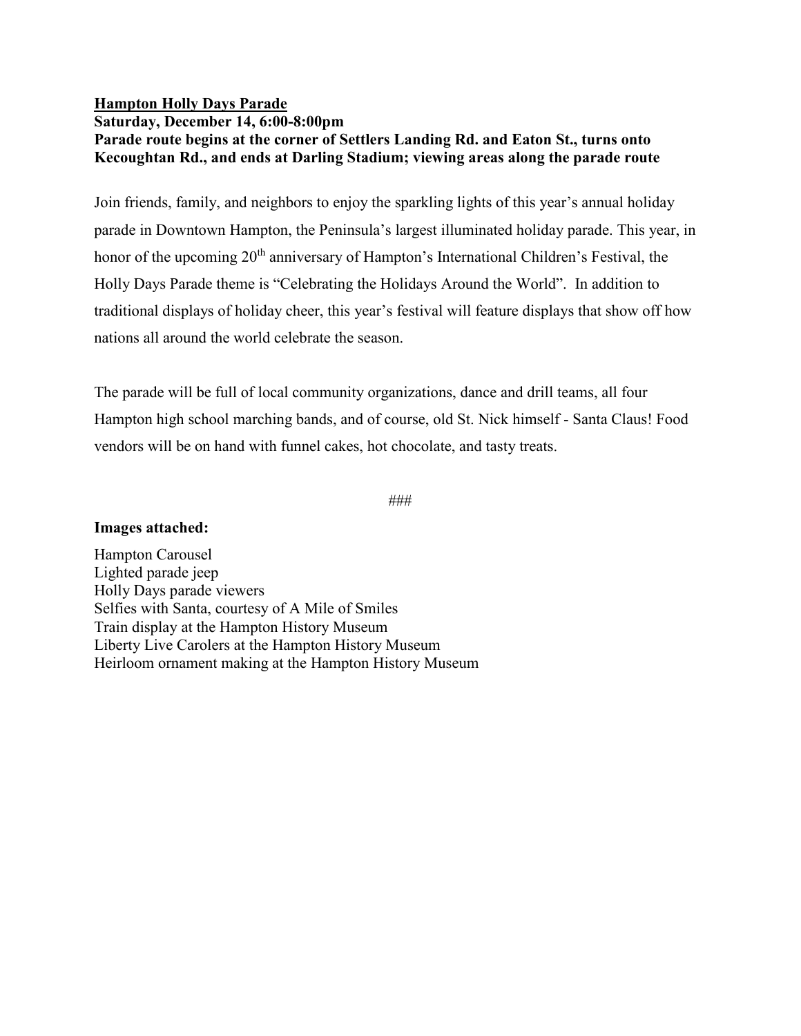**<u>Hampton Holly Days Parade</u>**
**Saturday, December 14, 6:00-8:00pm**
**Parade route begins at the corner of Settlers Landing Rd. and Eaton St., turns onto Kecoughtan Rd., and ends at Darling Stadium; viewing areas along the parade route**

Join friends, family, and neighbors to enjoy the sparkling lights of this year's annual holiday parade in Downtown Hampton, the Peninsula's largest illuminated holiday parade. This year, in honor of the upcoming 20th anniversary of Hampton's International Children's Festival, the Holly Days Parade theme is "Celebrating the Holidays Around the World". In addition to traditional displays of holiday cheer, this year's festival will feature displays that show off how nations all around the world celebrate the season.

The parade will be full of local community organizations, dance and drill teams, all four Hampton high school marching bands, and of course, old St. Nick himself - Santa Claus! Food vendors will be on hand with funnel cakes, hot chocolate, and tasty treats.

###

**Images attached:**

Hampton Carousel
Lighted parade jeep
Holly Days parade viewers
Selfies with Santa, courtesy of A Mile of Smiles
Train display at the Hampton History Museum
Liberty Live Carolers at the Hampton History Museum
Heirloom ornament making at the Hampton History Museum